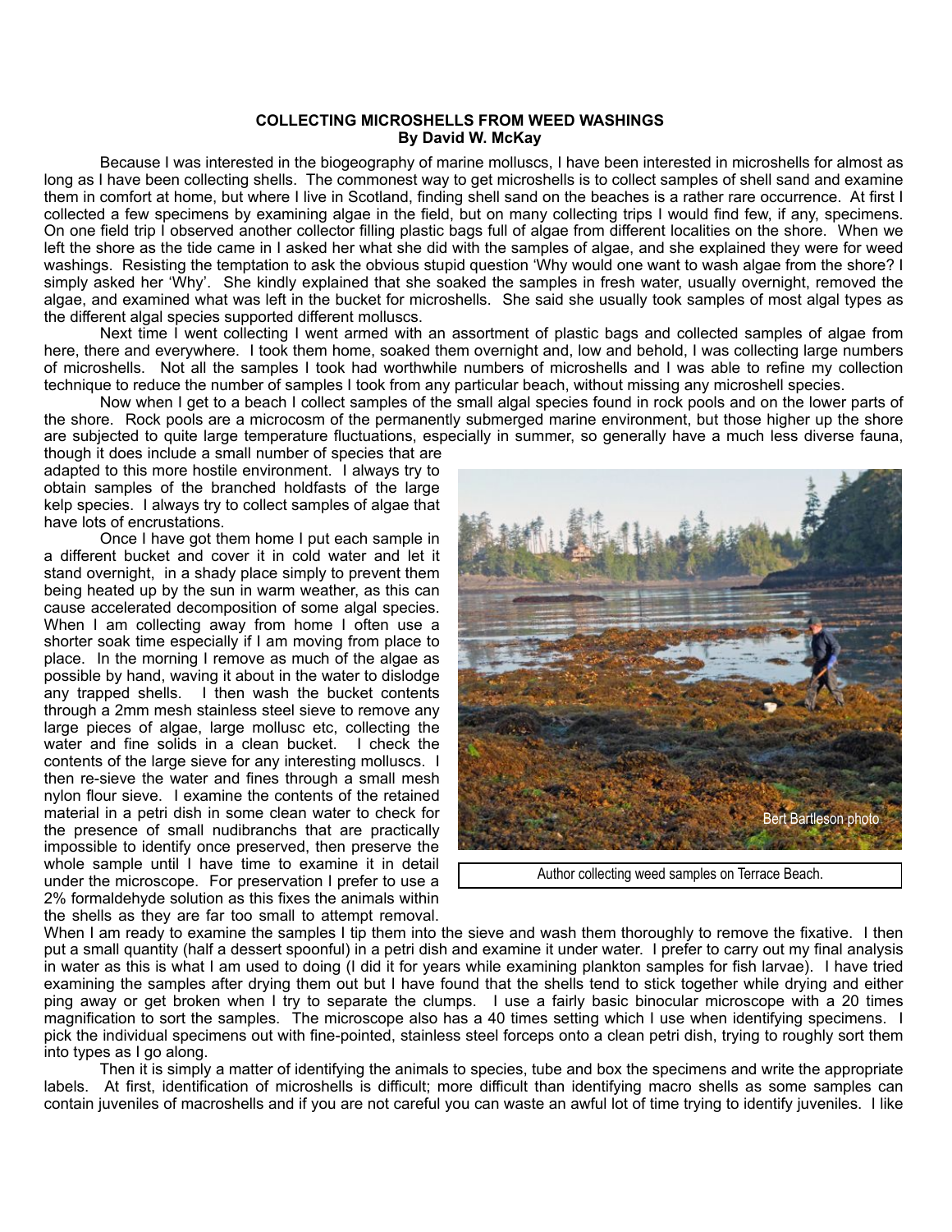**COLLECTING MICROSHELLS FROM WEED WASHINGS**
**By David W. McKay**

Because I was interested in the biogeography of marine molluscs, I have been interested in microshells for almost as long as I have been collecting shells. The commonest way to get microshells is to collect samples of shell sand and examine them in comfort at home, but where I live in Scotland, finding shell sand on the beaches is a rather rare occurrence. At first I collected a few specimens by examining algae in the field, but on many collecting trips I would find few, if any, specimens. On one field trip I observed another collector filling plastic bags full of algae from different localities on the shore. When we left the shore as the tide came in I asked her what she did with the samples of algae, and she explained they were for weed washings. Resisting the temptation to ask the obvious stupid question 'Why would one want to wash algae from the shore? I simply asked her 'Why'. She kindly explained that she soaked the samples in fresh water, usually overnight, removed the algae, and examined what was left in the bucket for microshells. She said she usually took samples of most algal types as the different algal species supported different molluscs.

Next time I went collecting I went armed with an assortment of plastic bags and collected samples of algae from here, there and everywhere. I took them home, soaked them overnight and, low and behold, I was collecting large numbers of microshells. Not all the samples I took had worthwhile numbers of microshells and I was able to refine my collection technique to reduce the number of samples I took from any particular beach, without missing any microshell species.

Now when I get to a beach I collect samples of the small algal species found in rock pools and on the lower parts of the shore. Rock pools are a microcosm of the permanently submerged marine environment, but those higher up the shore are subjected to quite large temperature fluctuations, especially in summer, so generally have a much less diverse fauna, though it does include a small number of species that are adapted to this more hostile environment. I always try to obtain samples of the branched holdfasts of the large kelp species. I always try to collect samples of algae that have lots of encrustations.

Once I have got them home I put each sample in a different bucket and cover it in cold water and let it stand overnight, in a shady place simply to prevent them being heated up by the sun in warm weather, as this can cause accelerated decomposition of some algal species. When I am collecting away from home I often use a shorter soak time especially if I am moving from place to place. In the morning I remove as much of the algae as possible by hand, waving it about in the water to dislodge any trapped shells. I then wash the bucket contents through a 2mm mesh stainless steel sieve to remove any large pieces of algae, large mollusc etc, collecting the water and fine solids in a clean bucket. I check the contents of the large sieve for any interesting molluscs. I then re-sieve the water and fines through a small mesh nylon flour sieve. I examine the contents of the retained material in a petri dish in some clean water to check for the presence of small nudibranchs that are practically impossible to identify once preserved, then preserve the whole sample until I have time to examine it in detail under the microscope. For preservation I prefer to use a 2% formaldehyde solution as this fixes the animals within the shells as they are far too small to attempt removal. When I am ready to examine the samples I tip them into the sieve and wash them thoroughly to remove the fixative. I then put a small quantity (half a dessert spoonful) in a petri dish and examine it under water. I prefer to carry out my final analysis in water as this is what I am used to doing (I did it for years while examining plankton samples for fish larvae). I have tried examining the samples after drying them out but I have found that the shells tend to stick together while drying and either ping away or get broken when I try to separate the clumps. I use a fairly basic binocular microscope with a 20 times magnification to sort the samples. The microscope also has a 40 times setting which I use when identifying specimens. I pick the individual specimens out with fine-pointed, stainless steel forceps onto a clean petri dish, trying to roughly sort them into types as I go along.

Bert Bartleson photo

Author collecting weed samples on Terrace Beach.

Then it is simply a matter of identifying the animals to species, tube and box the specimens and write the appropriate labels. At first, identification of microshells is difficult; more difficult than identifying macro shells as some samples can contain juveniles of macroshells and if you are not careful you can waste an awful lot of time trying to identify juveniles. I like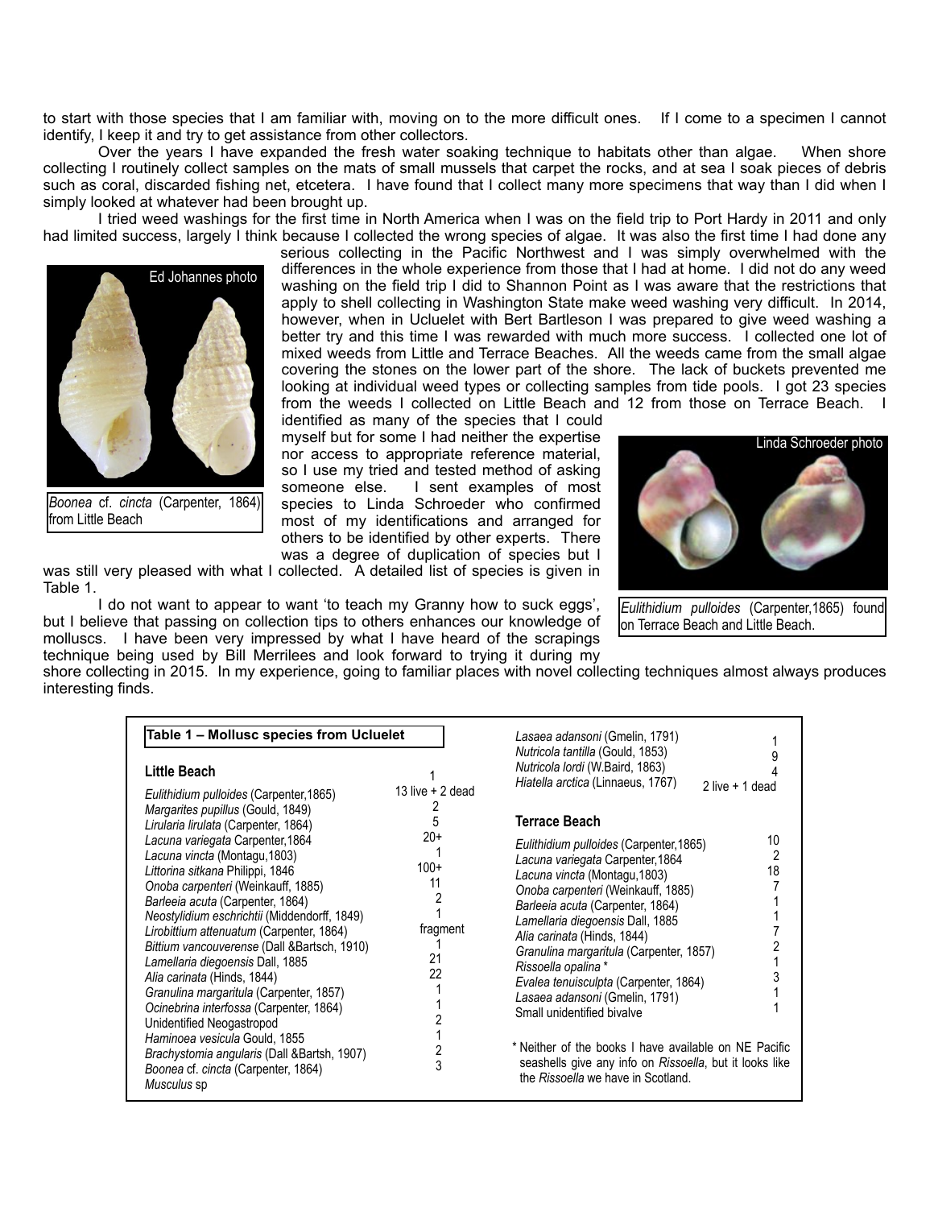to start with those species that I am familiar with, moving on to the more difficult ones. If I come to a specimen I cannot identify, I keep it and try to get assistance from other collectors.

Over the years I have expanded the fresh water soaking technique to habitats other than algae. When shore collecting I routinely collect samples on the mats of small mussels that carpet the rocks, and at sea I soak pieces of debris such as coral, discarded fishing net, etcetera. I have found that I collect many more specimens that way than I did when I simply looked at whatever had been brought up.

I tried weed washings for the first time in North America when I was on the field trip to Port Hardy in 2011 and only had limited success, largely I think because I collected the wrong species of algae. It was also the first time I had done any serious collecting in the Pacific Northwest and I was simply overwhelmed with the differences in the whole experience from those that I had at home. I did not do any weed washing on the field trip I did to Shannon Point as I was aware that the restrictions that apply to shell collecting in Washington State make weed washing very difficult. In 2014, however, when in Ucluelet with Bert Bartleson I was prepared to give weed washing a better try and this time I was rewarded with much more success. I collected one lot of mixed weeds from Little and Terrace Beaches. All the weeds came from the small algae covering the stones on the lower part of the shore. The lack of buckets prevented me looking at individual weed types or collecting samples from tide pools. I got 23 species from the weeds I collected on Little Beach and 12 from those on Terrace Beach. I identified as many of the species that I could myself but for some I had neither the expertise nor access to appropriate reference material, so I use my tried and tested method of asking someone else. I sent examples of most species to Linda Schroeder who confirmed most of my identifications and arranged for others to be identified by other experts. There was a degree of duplication of species but I was still very pleased with what I collected. A detailed list of species is given in Table 1.

Ed Johannes photo

*Boonea* cf. *cincta* (Carpenter, 1864) from Little Beach

Linda Schroeder photo

*Eulithidium pulloides* (Carpenter,1865) found on Terrace Beach and Little Beach.

I do not want to appear to want 'to teach my Granny how to suck eggs', but I believe that passing on collection tips to others enhances our knowledge of molluscs. I have been very impressed by what I have heard of the scrapings technique being used by Bill Merrilees and look forward to trying it during my shore collecting in 2015. In my experience, going to familiar places with novel collecting techniques almost always produces interesting finds.

**Table 1 – Mollusc species from Ucluelet**

| **Little Beach** | |
|---|---|
| *Eulithidium pulloides* (Carpenter,1865) | 1 |
| *Margarites pupillus* (Gould, 1849) | 13 live + 2 dead |
| *Lirularia lirulata* (Carpenter, 1864) | 2 |
| *Lacuna variegata* Carpenter,1864 | 5 |
| *Lacuna vincta* (Montagu,1803) | 20+ |
| *Littorina sitkana* Philippi, 1846 | 1 |
| *Onoba carpenteri* (Weinkauff, 1885) | 100+ |
| *Barleeia acuta* (Carpenter, 1864) | 11 |
| *Neostylidium eschrichtii* (Middendorff, 1849) | 2 |
| *Lirobittium attenuatum* (Carpenter, 1864) | 1 |
| *Bittium vancouverense* (Dall &Bartsch, 1910) | fragment |
| *Lamellaria diegoensis* Dall, 1885 | 1 |
| *Alia carinata* (Hinds, 1844) | 21 |
| *Granulina margaritula* (Carpenter, 1857) | 22 |
| *Ocinebrina interfossa* (Carpenter, 1864) | 1 |
| Unidentified Neogastropod | 1 |
| *Haminoea vesicula* Gould, 1855 | 2 |
| *Brachystomia angularis* (Dall &Bartsh, 1907) | 1 |
| *Boonea* cf. *cincta* (Carpenter, 1864) | 2 |
| *Musculus* sp | 3 |
| *Lasaea adansoni* (Gmelin, 1791) | 1 |
| *Nutricola tantilla* (Gould, 1853) | 9 |
| *Nutricola lordi* (W.Baird, 1863) | 4 |
| *Hiatella arctica* (Linnaeus, 1767) | 2 live + 1 dead |

| **Terrace Beach** | |
|---|---|
| *Eulithidium pulloides* (Carpenter,1865) | 10 |
| *Lacuna variegata* Carpenter,1864 | 2 |
| *Lacuna vincta* (Montagu,1803) | 18 |
| *Onoba carpenteri* (Weinkauff, 1885) | 7 |
| *Barleeia acuta* (Carpenter, 1864) | 1 |
| *Lamellaria diegoensis* Dall, 1885 | 1 |
| *Alia carinata* (Hinds, 1844) | 7 |
| *Granulina margaritula* (Carpenter, 1857) | 2 |
| *Rissoella opalina* * | 1 |
| *Evalea tenuisculpta* (Carpenter, 1864) | 3 |
| *Lasaea adansoni* (Gmelin, 1791) | 1 |
| Small unidentified bivalve | 1 |

\* Neither of the books I have available on NE Pacific seashells give any info on *Rissoella*, but it looks like the *Rissoella* we have in Scotland.